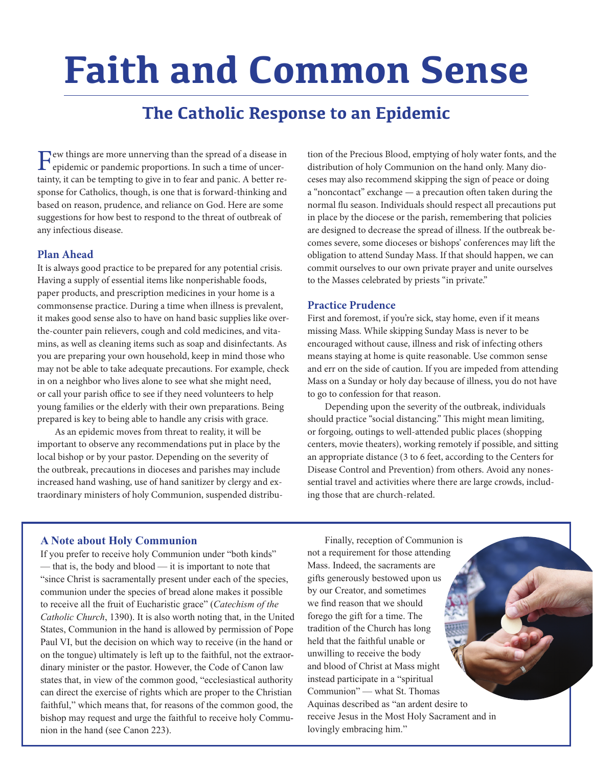# Faith and Common Sense

## The Catholic Response to an Epidemic

Few things are more unnerving than the spread of a disease in epidemic or pandemic proportions. In such a time of uncertainty, it can be tempting to give in to fear and panic. A better response for Catholics, though, is one that is forward-thinking and based on reason, prudence, and reliance on God. Here are some suggestions for how best to respond to the threat of outbreak of any infectious disease.

### Plan Ahead

It is always good practice to be prepared for any potential crisis. Having a supply of essential items like nonperishable foods, paper products, and prescription medicines in your home is a commonsense practice. During a time when illness is prevalent, it makes good sense also to have on hand basic supplies like over-the-counter pain relievers, cough and cold medicines, and vitamins, as well as cleaning items such as soap and disinfectants. As you are preparing your own household, keep in mind those who may not be able to take adequate precautions. For example, check in on a neighbor who lives alone to see what she might need, or call your parish office to see if they need volunteers to help young families or the elderly with their own preparations. Being prepared is key to being able to handle any crisis with grace.

As an epidemic moves from threat to reality, it will be important to observe any recommendations put in place by the local bishop or by your pastor. Depending on the severity of the outbreak, precautions in dioceses and parishes may include increased hand washing, use of hand sanitizer by clergy and extraordinary ministers of holy Communion, suspended distribution of the Precious Blood, emptying of holy water fonts, and the distribution of holy Communion on the hand only. Many dioceses may also recommend skipping the sign of peace or doing a "noncontact" exchange — a precaution often taken during the normal flu season. Individuals should respect all precautions put in place by the diocese or the parish, remembering that policies are designed to decrease the spread of illness. If the outbreak becomes severe, some dioceses or bishops' conferences may lift the obligation to attend Sunday Mass. If that should happen, we can commit ourselves to our own private prayer and unite ourselves to the Masses celebrated by priests "in private."

### Practice Prudence

First and foremost, if you're sick, stay home, even if it means missing Mass. While skipping Sunday Mass is never to be encouraged without cause, illness and risk of infecting others means staying at home is quite reasonable. Use common sense and err on the side of caution. If you are impeded from attending Mass on a Sunday or holy day because of illness, you do not have to go to confession for that reason.

Depending upon the severity of the outbreak, individuals should practice "social distancing." This might mean limiting, or forgoing, outings to well-attended public places (shopping centers, movie theaters), working remotely if possible, and sitting an appropriate distance (3 to 6 feet, according to the Centers for Disease Control and Prevention) from others. Avoid any nonessential travel and activities where there are large crowds, including those that are church-related.

### A Note about Holy Communion

If you prefer to receive holy Communion under "both kinds" — that is, the body and blood — it is important to note that "since Christ is sacramentally present under each of the species, communion under the species of bread alone makes it possible to receive all the fruit of Eucharistic grace" (*Catechism of the Catholic Church*, 1390). It is also worth noting that, in the United States, Communion in the hand is allowed by permission of Pope Paul VI, but the decision on which way to receive (in the hand or on the tongue) ultimately is left up to the faithful, not the extraordinary minister or the pastor. However, the Code of Canon law states that, in view of the common good, "ecclesiastical authority can direct the exercise of rights which are proper to the Christian faithful," which means that, for reasons of the common good, the bishop may request and urge the faithful to receive holy Communion in the hand (see Canon 223).

Finally, reception of Communion is not a requirement for those attending Mass. Indeed, the sacraments are gifts generously bestowed upon us by our Creator, and sometimes we find reason that we should forego the gift for a time. The tradition of the Church has long held that the faithful unable or unwilling to receive the body and blood of Christ at Mass might instead participate in a "spiritual Communion" — what St. Thomas Aquinas described as "an ardent desire to receive Jesus in the Most Holy Sacrament and in lovingly embracing him."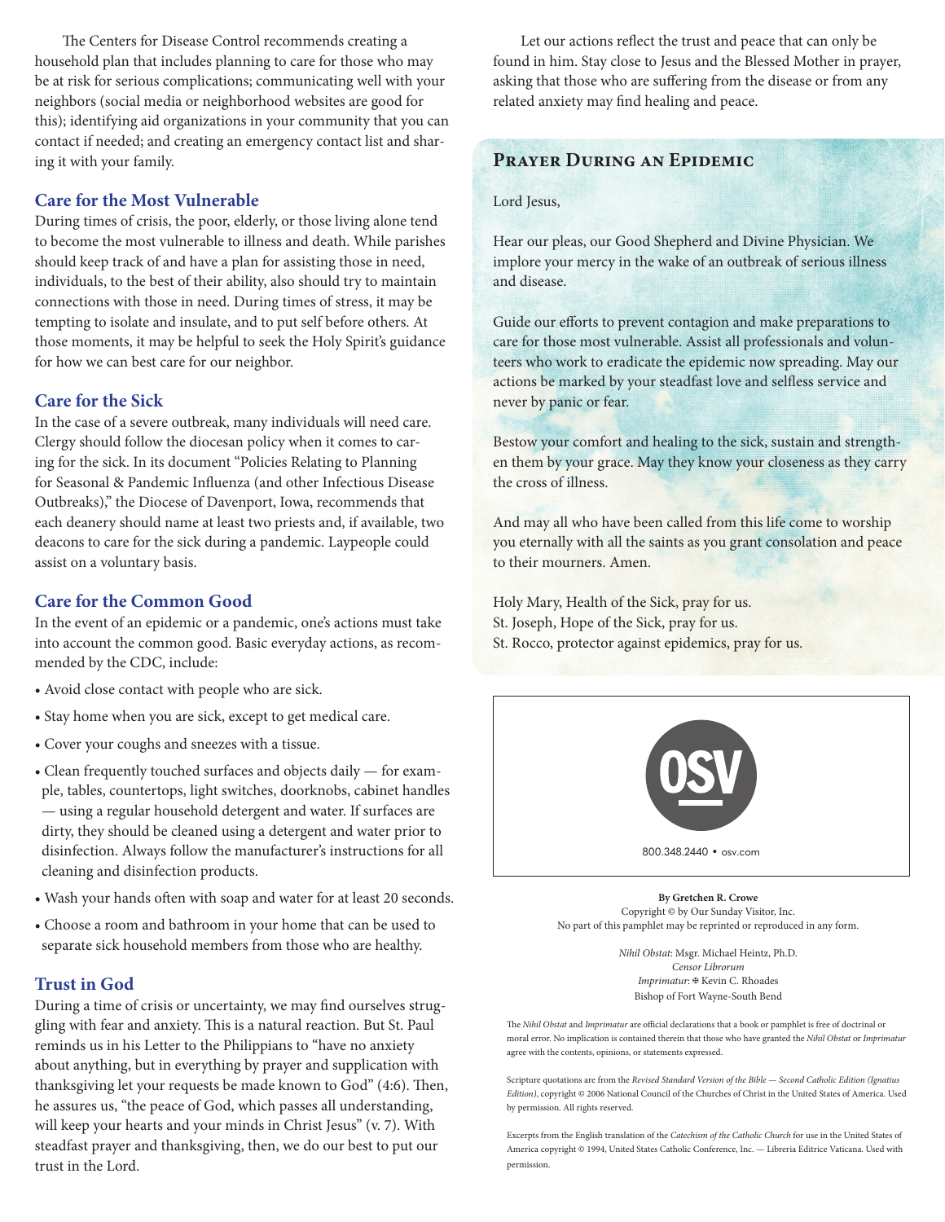The Centers for Disease Control recommends creating a household plan that includes planning to care for those who may be at risk for serious complications; communicating well with your neighbors (social media or neighborhood websites are good for this); identifying aid organizations in your community that you can contact if needed; and creating an emergency contact list and sharing it with your family.

## Care for the Most Vulnerable

During times of crisis, the poor, elderly, or those living alone tend to become the most vulnerable to illness and death. While parishes should keep track of and have a plan for assisting those in need, individuals, to the best of their ability, also should try to maintain connections with those in need. During times of stress, it may be tempting to isolate and insulate, and to put self before others. At those moments, it may be helpful to seek the Holy Spirit's guidance for how we can best care for our neighbor.

## Care for the Sick

In the case of a severe outbreak, many individuals will need care. Clergy should follow the diocesan policy when it comes to caring for the sick. In its document "Policies Relating to Planning for Seasonal & Pandemic Influenza (and other Infectious Disease Outbreaks)," the Diocese of Davenport, Iowa, recommends that each deanery should name at least two priests and, if available, two deacons to care for the sick during a pandemic. Laypeople could assist on a voluntary basis.

## Care for the Common Good

In the event of an epidemic or a pandemic, one's actions must take into account the common good. Basic everyday actions, as recommended by the CDC, include:

- Avoid close contact with people who are sick.
- Stay home when you are sick, except to get medical care.
- Cover your coughs and sneezes with a tissue.
- Clean frequently touched surfaces and objects daily — for example, tables, countertops, light switches, doorknobs, cabinet handles — using a regular household detergent and water. If surfaces are dirty, they should be cleaned using a detergent and water prior to disinfection. Always follow the manufacturer's instructions for all cleaning and disinfection products.
- Wash your hands often with soap and water for at least 20 seconds.
- Choose a room and bathroom in your home that can be used to separate sick household members from those who are healthy.

## Trust in God

During a time of crisis or uncertainty, we may find ourselves struggling with fear and anxiety. This is a natural reaction. But St. Paul reminds us in his Letter to the Philippians to "have no anxiety about anything, but in everything by prayer and supplication with thanksgiving let your requests be made known to God" (4:6). Then, he assures us, "the peace of God, which passes all understanding, will keep your hearts and your minds in Christ Jesus" (v. 7). With steadfast prayer and thanksgiving, then, we do our best to put our trust in the Lord.

Let our actions reflect the trust and peace that can only be found in him. Stay close to Jesus and the Blessed Mother in prayer, asking that those who are suffering from the disease or from any related anxiety may find healing and peace.

## Prayer During an Epidemic

Lord Jesus,

Hear our pleas, our Good Shepherd and Divine Physician. We implore your mercy in the wake of an outbreak of serious illness and disease.

Guide our efforts to prevent contagion and make preparations to care for those most vulnerable. Assist all professionals and volunteers who work to eradicate the epidemic now spreading. May our actions be marked by your steadfast love and selfless service and never by panic or fear.

Bestow your comfort and healing to the sick, sustain and strengthen them by your grace. May they know your closeness as they carry the cross of illness.

And may all who have been called from this life come to worship you eternally with all the saints as you grant consolation and peace to their mourners. Amen.

Holy Mary, Health of the Sick, pray for us.
St. Joseph, Hope of the Sick, pray for us.
St. Rocco, protector against epidemics, pray for us.

OSV

800.348.2440 • osv.com

**By Gretchen R. Crowe**
Copyright © by Our Sunday Visitor, Inc.
No part of this pamphlet may be reprinted or reproduced in any form.

*Nihil Obstat*: Msgr. Michael Heintz, Ph.D.
*Censor Librorum*
*Imprimatur*: ✠ Kevin C. Rhoades
Bishop of Fort Wayne-South Bend

The *Nihil Obstat* and *Imprimatur* are official declarations that a book or pamphlet is free of doctrinal or moral error. No implication is contained therein that those who have granted the *Nihil Obstat* or *Imprimatur* agree with the contents, opinions, or statements expressed.

Scripture quotations are from the *Revised Standard Version of the Bible — Second Catholic Edition (Ignatius Edition)*, copyright © 2006 National Council of the Churches of Christ in the United States of America. Used by permission. All rights reserved.

Excerpts from the English translation of the *Catechism of the Catholic Church* for use in the United States of America copyright © 1994, United States Catholic Conference, Inc. — Libreria Editrice Vaticana. Used with permission.